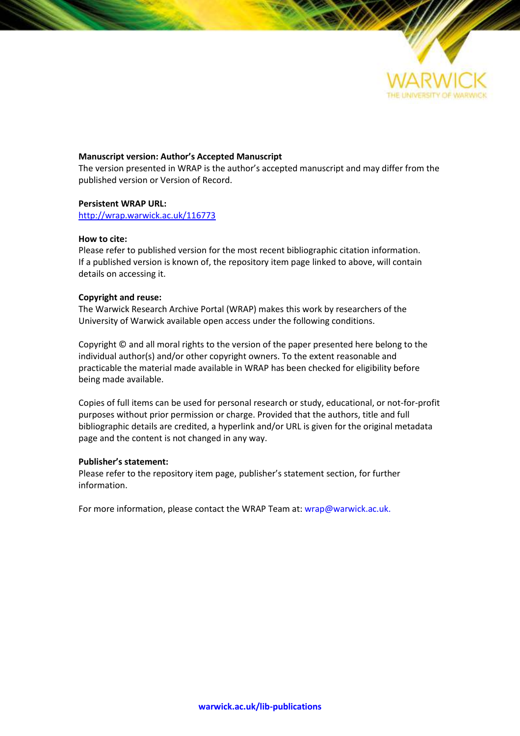**Manuscript version: Author's Accepted Manuscript**
The version presented in WRAP is the author's accepted manuscript and may differ from the published version or Version of Record.

**Persistent WRAP URL:**
http://wrap.warwick.ac.uk/116773

**How to cite:**
Please refer to published version for the most recent bibliographic citation information. If a published version is known of, the repository item page linked to above, will contain details on accessing it.

**Copyright and reuse:**
The Warwick Research Archive Portal (WRAP) makes this work by researchers of the University of Warwick available open access under the following conditions.

Copyright © and all moral rights to the version of the paper presented here belong to the individual author(s) and/or other copyright owners. To the extent reasonable and practicable the material made available in WRAP has been checked for eligibility before being made available.

Copies of full items can be used for personal research or study, educational, or not-for-profit purposes without prior permission or charge. Provided that the authors, title and full bibliographic details are credited, a hyperlink and/or URL is given for the original metadata page and the content is not changed in any way.

**Publisher's statement:**
Please refer to the repository item page, publisher's statement section, for further information.

For more information, please contact the WRAP Team at: wrap@warwick.ac.uk.

**warwick.ac.uk/lib-publications**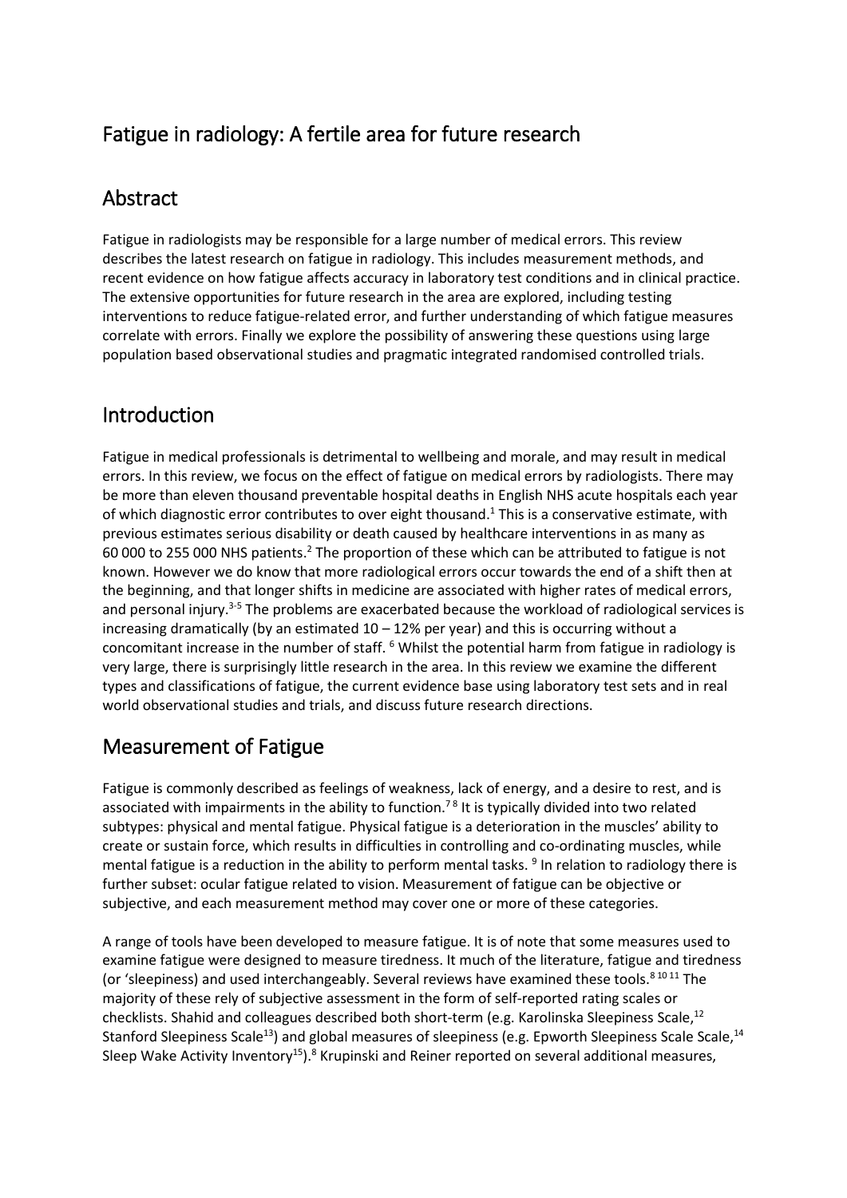# Fatigue in radiology: A fertile area for future research

## Abstract

Fatigue in radiologists may be responsible for a large number of medical errors. This review describes the latest research on fatigue in radiology. This includes measurement methods, and recent evidence on how fatigue affects accuracy in laboratory test conditions and in clinical practice. The extensive opportunities for future research in the area are explored, including testing interventions to reduce fatigue-related error, and further understanding of which fatigue measures correlate with errors. Finally we explore the possibility of answering these questions using large population based observational studies and pragmatic integrated randomised controlled trials.

## Introduction

Fatigue in medical professionals is detrimental to wellbeing and morale, and may result in medical errors. In this review, we focus on the effect of fatigue on medical errors by radiologists. There may be more than eleven thousand preventable hospital deaths in English NHS acute hospitals each year of which diagnostic error contributes to over eight thousand.[1] This is a conservative estimate, with previous estimates serious disability or death caused by healthcare interventions in as many as 60 000 to 255 000 NHS patients.[2] The proportion of these which can be attributed to fatigue is not known. However we do know that more radiological errors occur towards the end of a shift then at the beginning, and that longer shifts in medicine are associated with higher rates of medical errors, and personal injury.[3-5] The problems are exacerbated because the workload of radiological services is increasing dramatically (by an estimated 10 – 12% per year) and this is occurring without a concomitant increase in the number of staff. [6] Whilst the potential harm from fatigue in radiology is very large, there is surprisingly little research in the area. In this review we examine the different types and classifications of fatigue, the current evidence base using laboratory test sets and in real world observational studies and trials, and discuss future research directions.

## Measurement of Fatigue

Fatigue is commonly described as feelings of weakness, lack of energy, and a desire to rest, and is associated with impairments in the ability to function.[7,8] It is typically divided into two related subtypes: physical and mental fatigue. Physical fatigue is a deterioration in the muscles' ability to create or sustain force, which results in difficulties in controlling and co-ordinating muscles, while mental fatigue is a reduction in the ability to perform mental tasks. [9] In relation to radiology there is further subset: ocular fatigue related to vision. Measurement of fatigue can be objective or subjective, and each measurement method may cover one or more of these categories.

A range of tools have been developed to measure fatigue. It is of note that some measures used to examine fatigue were designed to measure tiredness. It much of the literature, fatigue and tiredness (or 'sleepiness) and used interchangeably. Several reviews have examined these tools.[8,10,11] The majority of these rely of subjective assessment in the form of self-reported rating scales or checklists. Shahid and colleagues described both short-term (e.g. Karolinska Sleepiness Scale,[12] Stanford Sleepiness Scale[13]) and global measures of sleepiness (e.g. Epworth Sleepiness Scale Scale,[14] Sleep Wake Activity Inventory[15]).[8] Krupinski and Reiner reported on several additional measures,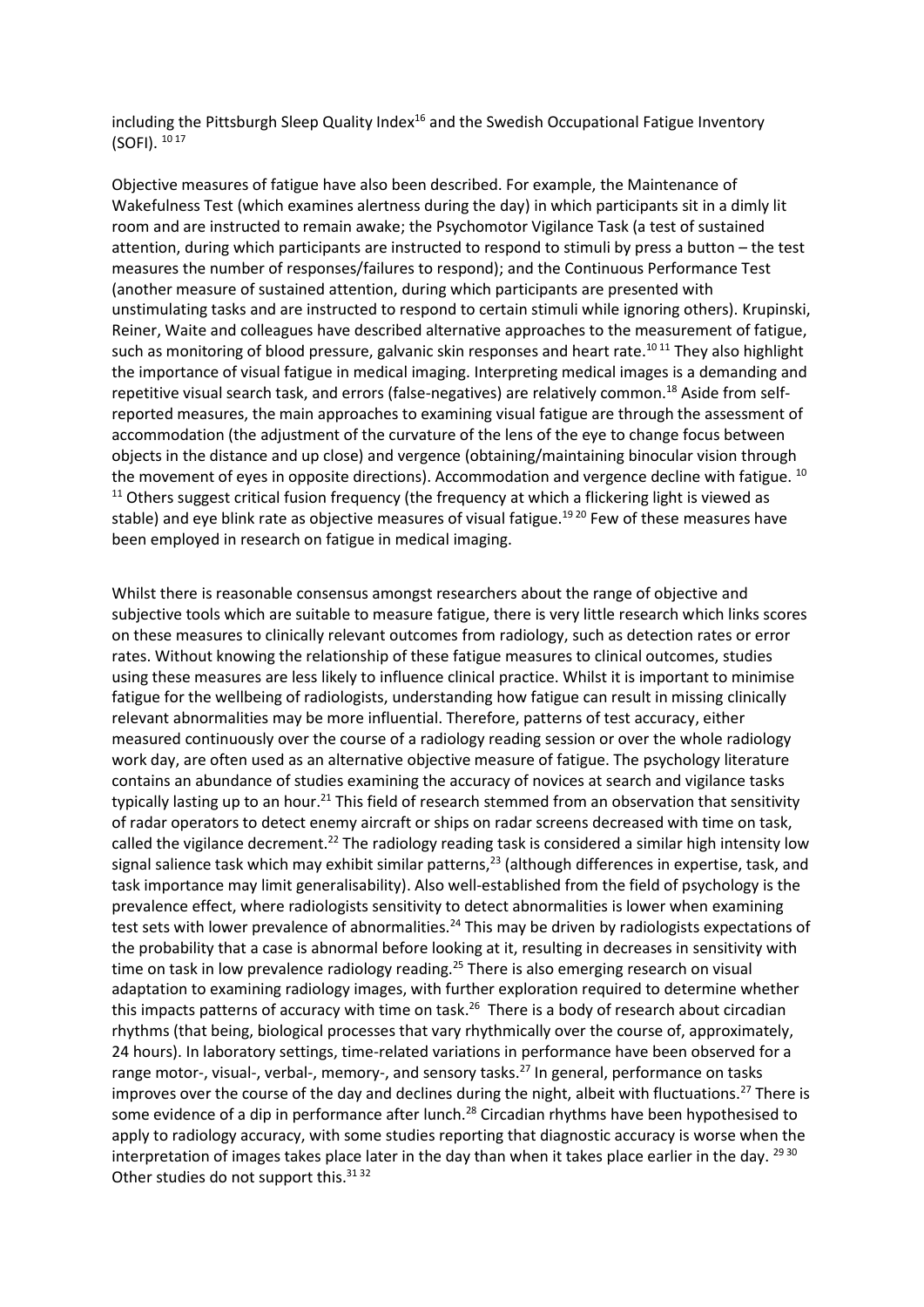including the Pittsburgh Sleep Quality Index[16] and the Swedish Occupational Fatigue Inventory (SOFI). [10 17]

Objective measures of fatigue have also been described. For example, the Maintenance of Wakefulness Test (which examines alertness during the day) in which participants sit in a dimly lit room and are instructed to remain awake; the Psychomotor Vigilance Task (a test of sustained attention, during which participants are instructed to respond to stimuli by press a button – the test measures the number of responses/failures to respond); and the Continuous Performance Test (another measure of sustained attention, during which participants are presented with unstimulating tasks and are instructed to respond to certain stimuli while ignoring others). Krupinski, Reiner, Waite and colleagues have described alternative approaches to the measurement of fatigue, such as monitoring of blood pressure, galvanic skin responses and heart rate.[10 11] They also highlight the importance of visual fatigue in medical imaging. Interpreting medical images is a demanding and repetitive visual search task, and errors (false-negatives) are relatively common.[18] Aside from self-reported measures, the main approaches to examining visual fatigue are through the assessment of accommodation (the adjustment of the curvature of the lens of the eye to change focus between objects in the distance and up close) and vergence (obtaining/maintaining binocular vision through the movement of eyes in opposite directions). Accommodation and vergence decline with fatigue. [10 11] Others suggest critical fusion frequency (the frequency at which a flickering light is viewed as stable) and eye blink rate as objective measures of visual fatigue.[19 20] Few of these measures have been employed in research on fatigue in medical imaging.

Whilst there is reasonable consensus amongst researchers about the range of objective and subjective tools which are suitable to measure fatigue, there is very little research which links scores on these measures to clinically relevant outcomes from radiology, such as detection rates or error rates. Without knowing the relationship of these fatigue measures to clinical outcomes, studies using these measures are less likely to influence clinical practice. Whilst it is important to minimise fatigue for the wellbeing of radiologists, understanding how fatigue can result in missing clinically relevant abnormalities may be more influential. Therefore, patterns of test accuracy, either measured continuously over the course of a radiology reading session or over the whole radiology work day, are often used as an alternative objective measure of fatigue. The psychology literature contains an abundance of studies examining the accuracy of novices at search and vigilance tasks typically lasting up to an hour.[21] This field of research stemmed from an observation that sensitivity of radar operators to detect enemy aircraft or ships on radar screens decreased with time on task, called the vigilance decrement.[22] The radiology reading task is considered a similar high intensity low signal salience task which may exhibit similar patterns,[23] (although differences in expertise, task, and task importance may limit generalisability). Also well-established from the field of psychology is the prevalence effect, where radiologists sensitivity to detect abnormalities is lower when examining test sets with lower prevalence of abnormalities.[24] This may be driven by radiologists expectations of the probability that a case is abnormal before looking at it, resulting in decreases in sensitivity with time on task in low prevalence radiology reading.[25] There is also emerging research on visual adaptation to examining radiology images, with further exploration required to determine whether this impacts patterns of accuracy with time on task.[26] There is a body of research about circadian rhythms (that being, biological processes that vary rhythmically over the course of, approximately, 24 hours). In laboratory settings, time-related variations in performance have been observed for a range motor-, visual-, verbal-, memory-, and sensory tasks.[27] In general, performance on tasks improves over the course of the day and declines during the night, albeit with fluctuations.[27] There is some evidence of a dip in performance after lunch.[28] Circadian rhythms have been hypothesised to apply to radiology accuracy, with some studies reporting that diagnostic accuracy is worse when the interpretation of images takes place later in the day than when it takes place earlier in the day. [29 30] Other studies do not support this.[31 32]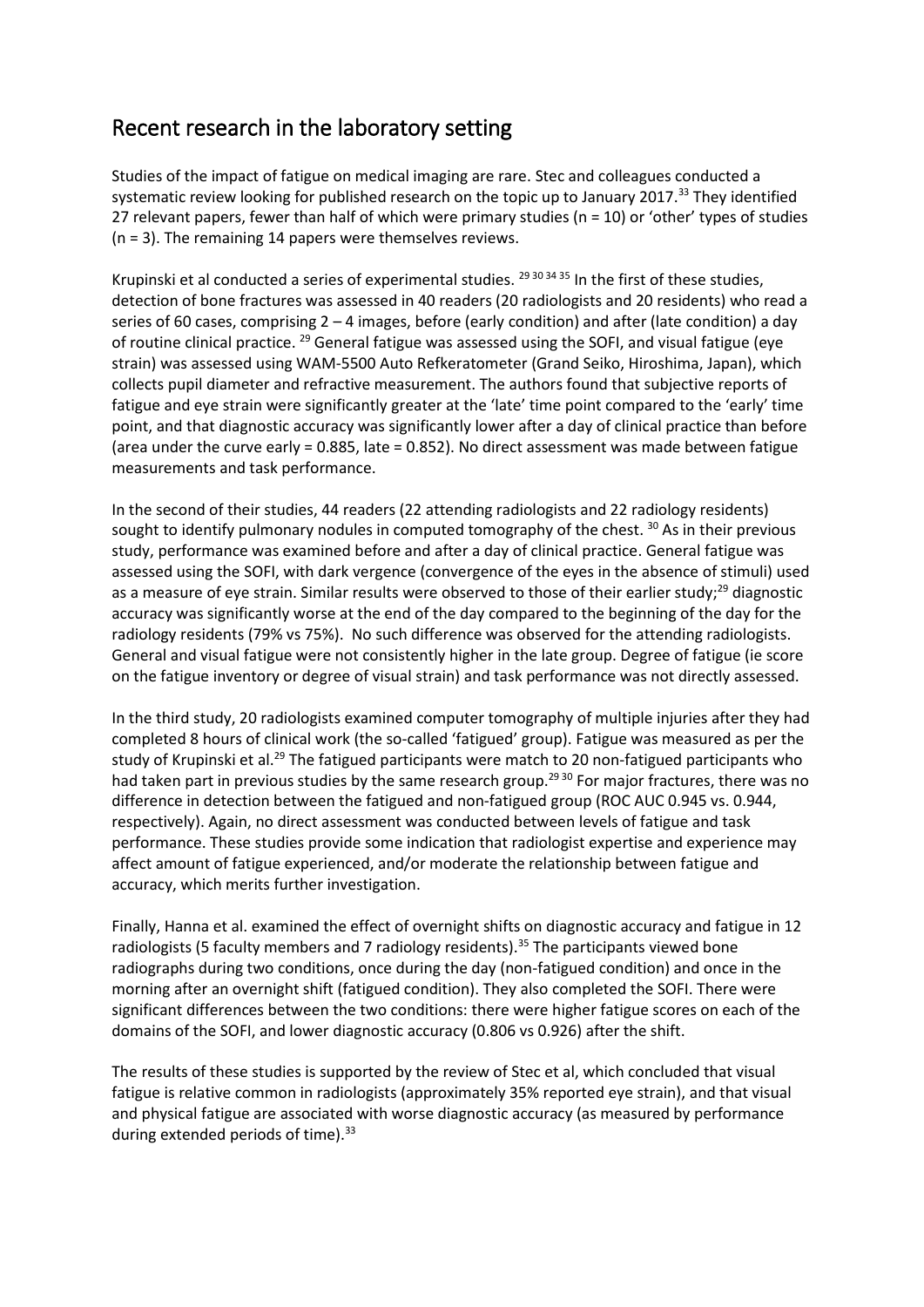## Recent research in the laboratory setting

Studies of the impact of fatigue on medical imaging are rare. Stec and colleagues conducted a systematic review looking for published research on the topic up to January 2017.[33] They identified 27 relevant papers, fewer than half of which were primary studies (n = 10) or 'other' types of studies (n = 3). The remaining 14 papers were themselves reviews.

Krupinski et al conducted a series of experimental studies. [29 30 34 35] In the first of these studies, detection of bone fractures was assessed in 40 readers (20 radiologists and 20 residents) who read a series of 60 cases, comprising 2 – 4 images, before (early condition) and after (late condition) a day of routine clinical practice. [29] General fatigue was assessed using the SOFI, and visual fatigue (eye strain) was assessed using WAM-5500 Auto Refkeratometer (Grand Seiko, Hiroshima, Japan), which collects pupil diameter and refractive measurement. The authors found that subjective reports of fatigue and eye strain were significantly greater at the 'late' time point compared to the 'early' time point, and that diagnostic accuracy was significantly lower after a day of clinical practice than before (area under the curve early = 0.885, late = 0.852). No direct assessment was made between fatigue measurements and task performance.

In the second of their studies, 44 readers (22 attending radiologists and 22 radiology residents) sought to identify pulmonary nodules in computed tomography of the chest. [30] As in their previous study, performance was examined before and after a day of clinical practice. General fatigue was assessed using the SOFI, with dark vergence (convergence of the eyes in the absence of stimuli) used as a measure of eye strain. Similar results were observed to those of their earlier study;[29] diagnostic accuracy was significantly worse at the end of the day compared to the beginning of the day for the radiology residents (79% vs 75%). No such difference was observed for the attending radiologists. General and visual fatigue were not consistently higher in the late group. Degree of fatigue (ie score on the fatigue inventory or degree of visual strain) and task performance was not directly assessed.

In the third study, 20 radiologists examined computer tomography of multiple injuries after they had completed 8 hours of clinical work (the so-called 'fatigued' group). Fatigue was measured as per the study of Krupinski et al.[29] The fatigued participants were match to 20 non-fatigued participants who had taken part in previous studies by the same research group.[29 30] For major fractures, there was no difference in detection between the fatigued and non-fatigued group (ROC AUC 0.945 vs. 0.944, respectively). Again, no direct assessment was conducted between levels of fatigue and task performance. These studies provide some indication that radiologist expertise and experience may affect amount of fatigue experienced, and/or moderate the relationship between fatigue and accuracy, which merits further investigation.

Finally, Hanna et al. examined the effect of overnight shifts on diagnostic accuracy and fatigue in 12 radiologists (5 faculty members and 7 radiology residents).[35] The participants viewed bone radiographs during two conditions, once during the day (non-fatigued condition) and once in the morning after an overnight shift (fatigued condition). They also completed the SOFI. There were significant differences between the two conditions: there were higher fatigue scores on each of the domains of the SOFI, and lower diagnostic accuracy (0.806 vs 0.926) after the shift.

The results of these studies is supported by the review of Stec et al, which concluded that visual fatigue is relative common in radiologists (approximately 35% reported eye strain), and that visual and physical fatigue are associated with worse diagnostic accuracy (as measured by performance during extended periods of time).[33]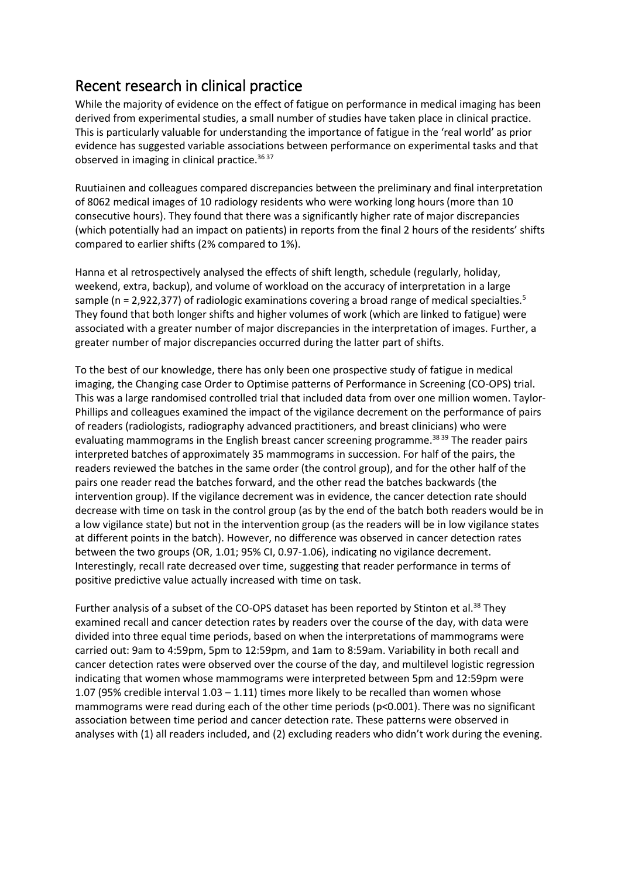## Recent research in clinical practice

While the majority of evidence on the effect of fatigue on performance in medical imaging has been derived from experimental studies, a small number of studies have taken place in clinical practice. This is particularly valuable for understanding the importance of fatigue in the 'real world' as prior evidence has suggested variable associations between performance on experimental tasks and that observed in imaging in clinical practice.[36 37]

Ruutiainen and colleagues compared discrepancies between the preliminary and final interpretation of 8062 medical images of 10 radiology residents who were working long hours (more than 10 consecutive hours). They found that there was a significantly higher rate of major discrepancies (which potentially had an impact on patients) in reports from the final 2 hours of the residents' shifts compared to earlier shifts (2% compared to 1%).

Hanna et al retrospectively analysed the effects of shift length, schedule (regularly, holiday, weekend, extra, backup), and volume of workload on the accuracy of interpretation in a large sample (n = 2,922,377) of radiologic examinations covering a broad range of medical specialties.[5] They found that both longer shifts and higher volumes of work (which are linked to fatigue) were associated with a greater number of major discrepancies in the interpretation of images. Further, a greater number of major discrepancies occurred during the latter part of shifts.

To the best of our knowledge, there has only been one prospective study of fatigue in medical imaging, the Changing case Order to Optimise patterns of Performance in Screening (CO-OPS) trial. This was a large randomised controlled trial that included data from over one million women. Taylor-Phillips and colleagues examined the impact of the vigilance decrement on the performance of pairs of readers (radiologists, radiography advanced practitioners, and breast clinicians) who were evaluating mammograms in the English breast cancer screening programme.[38 39] The reader pairs interpreted batches of approximately 35 mammograms in succession. For half of the pairs, the readers reviewed the batches in the same order (the control group), and for the other half of the pairs one reader read the batches forward, and the other read the batches backwards (the intervention group). If the vigilance decrement was in evidence, the cancer detection rate should decrease with time on task in the control group (as by the end of the batch both readers would be in a low vigilance state) but not in the intervention group (as the readers will be in low vigilance states at different points in the batch). However, no difference was observed in cancer detection rates between the two groups (OR, 1.01; 95% CI, 0.97-1.06), indicating no vigilance decrement. Interestingly, recall rate decreased over time, suggesting that reader performance in terms of positive predictive value actually increased with time on task.

Further analysis of a subset of the CO-OPS dataset has been reported by Stinton et al.[38] They examined recall and cancer detection rates by readers over the course of the day, with data were divided into three equal time periods, based on when the interpretations of mammograms were carried out: 9am to 4:59pm, 5pm to 12:59pm, and 1am to 8:59am. Variability in both recall and cancer detection rates were observed over the course of the day, and multilevel logistic regression indicating that women whose mammograms were interpreted between 5pm and 12:59pm were 1.07 (95% credible interval 1.03 – 1.11) times more likely to be recalled than women whose mammograms were read during each of the other time periods ($p<0.001$). There was no significant association between time period and cancer detection rate. These patterns were observed in analyses with (1) all readers included, and (2) excluding readers who didn't work during the evening.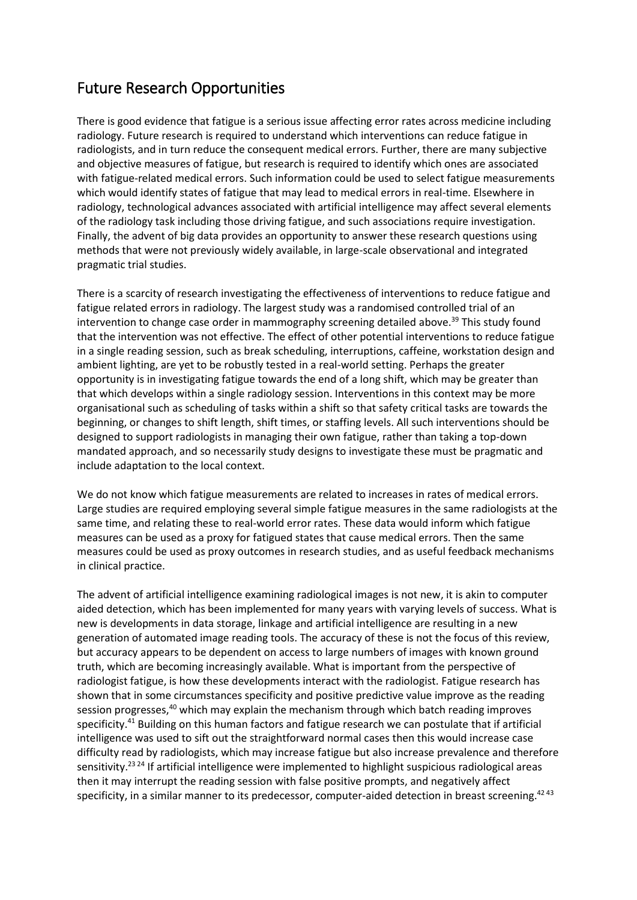## Future Research Opportunities

There is good evidence that fatigue is a serious issue affecting error rates across medicine including radiology. Future research is required to understand which interventions can reduce fatigue in radiologists, and in turn reduce the consequent medical errors. Further, there are many subjective and objective measures of fatigue, but research is required to identify which ones are associated with fatigue-related medical errors. Such information could be used to select fatigue measurements which would identify states of fatigue that may lead to medical errors in real-time. Elsewhere in radiology, technological advances associated with artificial intelligence may affect several elements of the radiology task including those driving fatigue, and such associations require investigation. Finally, the advent of big data provides an opportunity to answer these research questions using methods that were not previously widely available, in large-scale observational and integrated pragmatic trial studies.

There is a scarcity of research investigating the effectiveness of interventions to reduce fatigue and fatigue related errors in radiology. The largest study was a randomised controlled trial of an intervention to change case order in mammography screening detailed above.[39] This study found that the intervention was not effective. The effect of other potential interventions to reduce fatigue in a single reading session, such as break scheduling, interruptions, caffeine, workstation design and ambient lighting, are yet to be robustly tested in a real-world setting. Perhaps the greater opportunity is in investigating fatigue towards the end of a long shift, which may be greater than that which develops within a single radiology session. Interventions in this context may be more organisational such as scheduling of tasks within a shift so that safety critical tasks are towards the beginning, or changes to shift length, shift times, or staffing levels. All such interventions should be designed to support radiologists in managing their own fatigue, rather than taking a top-down mandated approach, and so necessarily study designs to investigate these must be pragmatic and include adaptation to the local context.

We do not know which fatigue measurements are related to increases in rates of medical errors. Large studies are required employing several simple fatigue measures in the same radiologists at the same time, and relating these to real-world error rates. These data would inform which fatigue measures can be used as a proxy for fatigued states that cause medical errors. Then the same measures could be used as proxy outcomes in research studies, and as useful feedback mechanisms in clinical practice.

The advent of artificial intelligence examining radiological images is not new, it is akin to computer aided detection, which has been implemented for many years with varying levels of success. What is new is developments in data storage, linkage and artificial intelligence are resulting in a new generation of automated image reading tools. The accuracy of these is not the focus of this review, but accuracy appears to be dependent on access to large numbers of images with known ground truth, which are becoming increasingly available. What is important from the perspective of radiologist fatigue, is how these developments interact with the radiologist. Fatigue research has shown that in some circumstances specificity and positive predictive value improve as the reading session progresses,[40] which may explain the mechanism through which batch reading improves specificity.[41] Building on this human factors and fatigue research we can postulate that if artificial intelligence was used to sift out the straightforward normal cases then this would increase case difficulty read by radiologists, which may increase fatigue but also increase prevalence and therefore sensitivity.[23,24] If artificial intelligence were implemented to highlight suspicious radiological areas then it may interrupt the reading session with false positive prompts, and negatively affect specificity, in a similar manner to its predecessor, computer-aided detection in breast screening.[42,43]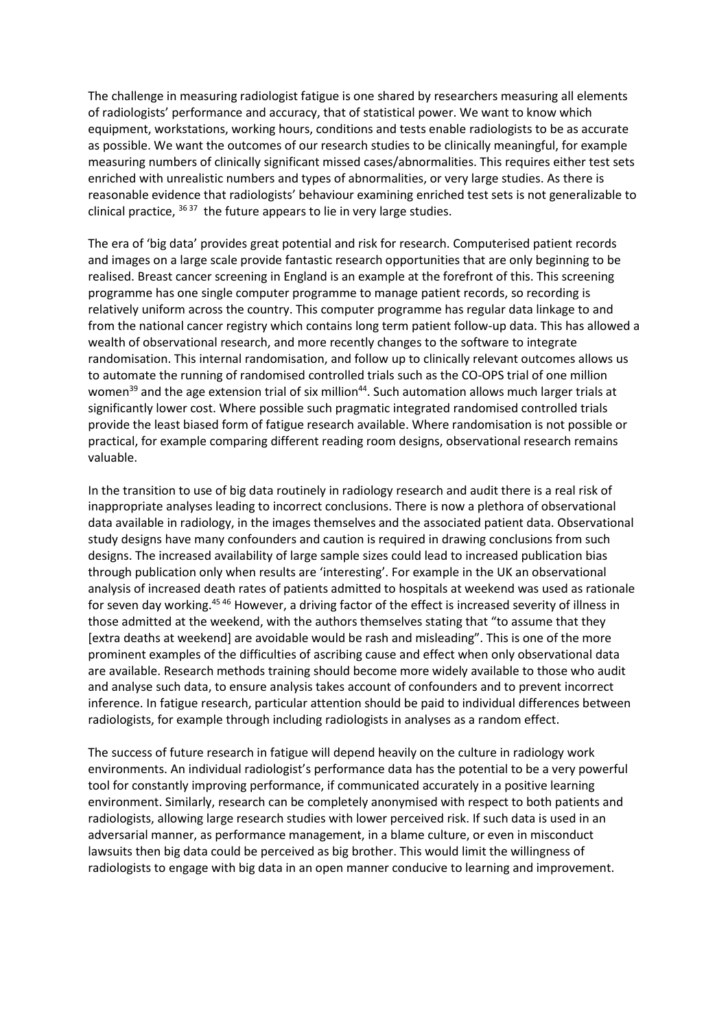The challenge in measuring radiologist fatigue is one shared by researchers measuring all elements of radiologists' performance and accuracy, that of statistical power. We want to know which equipment, workstations, working hours, conditions and tests enable radiologists to be as accurate as possible. We want the outcomes of our research studies to be clinically meaningful, for example measuring numbers of clinically significant missed cases/abnormalities. This requires either test sets enriched with unrealistic numbers and types of abnormalities, or very large studies. As there is reasonable evidence that radiologists' behaviour examining enriched test sets is not generalizable to clinical practice, [36 37] the future appears to lie in very large studies.

The era of 'big data' provides great potential and risk for research. Computerised patient records and images on a large scale provide fantastic research opportunities that are only beginning to be realised. Breast cancer screening in England is an example at the forefront of this. This screening programme has one single computer programme to manage patient records, so recording is relatively uniform across the country. This computer programme has regular data linkage to and from the national cancer registry which contains long term patient follow-up data. This has allowed a wealth of observational research, and more recently changes to the software to integrate randomisation. This internal randomisation, and follow up to clinically relevant outcomes allows us to automate the running of randomised controlled trials such as the CO-OPS trial of one million women[39] and the age extension trial of six million[44]. Such automation allows much larger trials at significantly lower cost. Where possible such pragmatic integrated randomised controlled trials provide the least biased form of fatigue research available. Where randomisation is not possible or practical, for example comparing different reading room designs, observational research remains valuable.

In the transition to use of big data routinely in radiology research and audit there is a real risk of inappropriate analyses leading to incorrect conclusions. There is now a plethora of observational data available in radiology, in the images themselves and the associated patient data. Observational study designs have many confounders and caution is required in drawing conclusions from such designs. The increased availability of large sample sizes could lead to increased publication bias through publication only when results are 'interesting'. For example in the UK an observational analysis of increased death rates of patients admitted to hospitals at weekend was used as rationale for seven day working.[45 46] However, a driving factor of the effect is increased severity of illness in those admitted at the weekend, with the authors themselves stating that "to assume that they [extra deaths at weekend] are avoidable would be rash and misleading". This is one of the more prominent examples of the difficulties of ascribing cause and effect when only observational data are available. Research methods training should become more widely available to those who audit and analyse such data, to ensure analysis takes account of confounders and to prevent incorrect inference. In fatigue research, particular attention should be paid to individual differences between radiologists, for example through including radiologists in analyses as a random effect.

The success of future research in fatigue will depend heavily on the culture in radiology work environments. An individual radiologist's performance data has the potential to be a very powerful tool for constantly improving performance, if communicated accurately in a positive learning environment. Similarly, research can be completely anonymised with respect to both patients and radiologists, allowing large research studies with lower perceived risk. If such data is used in an adversarial manner, as performance management, in a blame culture, or even in misconduct lawsuits then big data could be perceived as big brother. This would limit the willingness of radiologists to engage with big data in an open manner conducive to learning and improvement.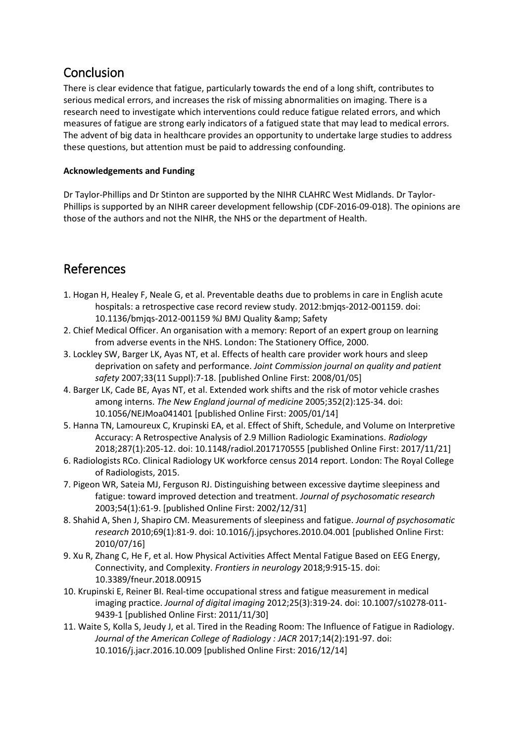## Conclusion

There is clear evidence that fatigue, particularly towards the end of a long shift, contributes to serious medical errors, and increases the risk of missing abnormalities on imaging. There is a research need to investigate which interventions could reduce fatigue related errors, and which measures of fatigue are strong early indicators of a fatigued state that may lead to medical errors. The advent of big data in healthcare provides an opportunity to undertake large studies to address these questions, but attention must be paid to addressing confounding.

**Acknowledgements and Funding**

Dr Taylor-Phillips and Dr Stinton are supported by the NIHR CLAHRC West Midlands. Dr Taylor-Phillips is supported by an NIHR career development fellowship (CDF-2016-09-018). The opinions are those of the authors and not the NIHR, the NHS or the department of Health.

## References

1. Hogan H, Healey F, Neale G, et al. Preventable deaths due to problems in care in English acute hospitals: a retrospective case record review study. 2012:bmjqs-2012-001159. doi: 10.1136/bmjqs-2012-001159 %J BMJ Quality &amp; Safety
2. Chief Medical Officer. An organisation with a memory: Report of an expert group on learning from adverse events in the NHS. London: The Stationery Office, 2000.
3. Lockley SW, Barger LK, Ayas NT, et al. Effects of health care provider work hours and sleep deprivation on safety and performance. *Joint Commission journal on quality and patient safety* 2007;33(11 Suppl):7-18. [published Online First: 2008/01/05]
4. Barger LK, Cade BE, Ayas NT, et al. Extended work shifts and the risk of motor vehicle crashes among interns. *The New England journal of medicine* 2005;352(2):125-34. doi: 10.1056/NEJMoa041401 [published Online First: 2005/01/14]
5. Hanna TN, Lamoureux C, Krupinski EA, et al. Effect of Shift, Schedule, and Volume on Interpretive Accuracy: A Retrospective Analysis of 2.9 Million Radiologic Examinations. *Radiology* 2018;287(1):205-12. doi: 10.1148/radiol.2017170555 [published Online First: 2017/11/21]
6. Radiologists RCo. Clinical Radiology UK workforce census 2014 report. London: The Royal College of Radiologists, 2015.
7. Pigeon WR, Sateia MJ, Ferguson RJ. Distinguishing between excessive daytime sleepiness and fatigue: toward improved detection and treatment. *Journal of psychosomatic research* 2003;54(1):61-9. [published Online First: 2002/12/31]
8. Shahid A, Shen J, Shapiro CM. Measurements of sleepiness and fatigue. *Journal of psychosomatic research* 2010;69(1):81-9. doi: 10.1016/j.jpsychores.2010.04.001 [published Online First: 2010/07/16]
9. Xu R, Zhang C, He F, et al. How Physical Activities Affect Mental Fatigue Based on EEG Energy, Connectivity, and Complexity. *Frontiers in neurology* 2018;9:915-15. doi: 10.3389/fneur.2018.00915
10. Krupinski E, Reiner BI. Real-time occupational stress and fatigue measurement in medical imaging practice. *Journal of digital imaging* 2012;25(3):319-24. doi: 10.1007/s10278-011-9439-1 [published Online First: 2011/11/30]
11. Waite S, Kolla S, Jeudy J, et al. Tired in the Reading Room: The Influence of Fatigue in Radiology. *Journal of the American College of Radiology : JACR* 2017;14(2):191-97. doi: 10.1016/j.jacr.2016.10.009 [published Online First: 2016/12/14]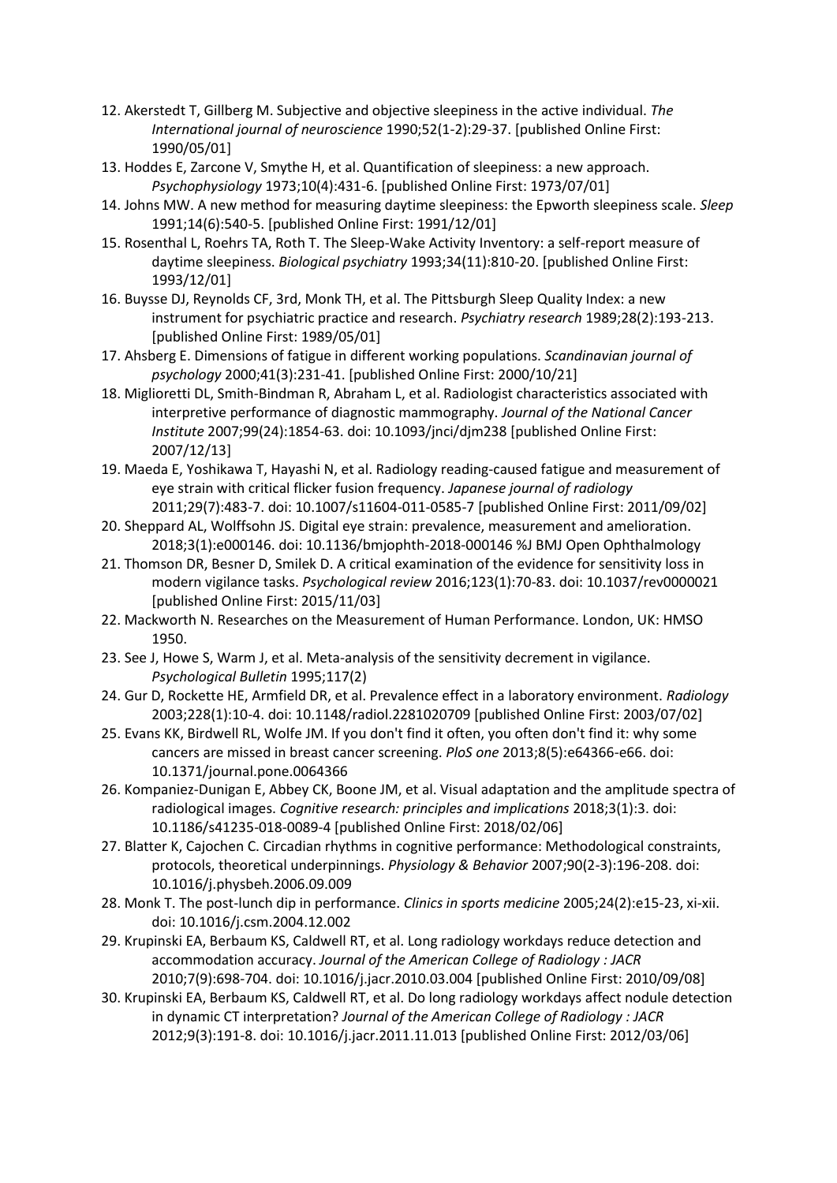12. Akerstedt T, Gillberg M. Subjective and objective sleepiness in the active individual. *The International journal of neuroscience* 1990;52(1-2):29-37. [published Online First: 1990/05/01]
13. Hoddes E, Zarcone V, Smythe H, et al. Quantification of sleepiness: a new approach. *Psychophysiology* 1973;10(4):431-6. [published Online First: 1973/07/01]
14. Johns MW. A new method for measuring daytime sleepiness: the Epworth sleepiness scale. *Sleep* 1991;14(6):540-5. [published Online First: 1991/12/01]
15. Rosenthal L, Roehrs TA, Roth T. The Sleep-Wake Activity Inventory: a self-report measure of daytime sleepiness. *Biological psychiatry* 1993;34(11):810-20. [published Online First: 1993/12/01]
16. Buysse DJ, Reynolds CF, 3rd, Monk TH, et al. The Pittsburgh Sleep Quality Index: a new instrument for psychiatric practice and research. *Psychiatry research* 1989;28(2):193-213. [published Online First: 1989/05/01]
17. Ahsberg E. Dimensions of fatigue in different working populations. *Scandinavian journal of psychology* 2000;41(3):231-41. [published Online First: 2000/10/21]
18. Miglioretti DL, Smith-Bindman R, Abraham L, et al. Radiologist characteristics associated with interpretive performance of diagnostic mammography. *Journal of the National Cancer Institute* 2007;99(24):1854-63. doi: 10.1093/jnci/djm238 [published Online First: 2007/12/13]
19. Maeda E, Yoshikawa T, Hayashi N, et al. Radiology reading-caused fatigue and measurement of eye strain with critical flicker fusion frequency. *Japanese journal of radiology* 2011;29(7):483-7. doi: 10.1007/s11604-011-0585-7 [published Online First: 2011/09/02]
20. Sheppard AL, Wolffsohn JS. Digital eye strain: prevalence, measurement and amelioration. 2018;3(1):e000146. doi: 10.1136/bmjophth-2018-000146 %J BMJ Open Ophthalmology
21. Thomson DR, Besner D, Smilek D. A critical examination of the evidence for sensitivity loss in modern vigilance tasks. *Psychological review* 2016;123(1):70-83. doi: 10.1037/rev0000021 [published Online First: 2015/11/03]
22. Mackworth N. Researches on the Measurement of Human Performance. London, UK: HMSO 1950.
23. See J, Howe S, Warm J, et al. Meta-analysis of the sensitivity decrement in vigilance. *Psychological Bulletin* 1995;117(2)
24. Gur D, Rockette HE, Armfield DR, et al. Prevalence effect in a laboratory environment. *Radiology* 2003;228(1):10-4. doi: 10.1148/radiol.2281020709 [published Online First: 2003/07/02]
25. Evans KK, Birdwell RL, Wolfe JM. If you don't find it often, you often don't find it: why some cancers are missed in breast cancer screening. *PloS one* 2013;8(5):e64366-e66. doi: 10.1371/journal.pone.0064366
26. Kompaniez-Dunigan E, Abbey CK, Boone JM, et al. Visual adaptation and the amplitude spectra of radiological images. *Cognitive research: principles and implications* 2018;3(1):3. doi: 10.1186/s41235-018-0089-4 [published Online First: 2018/02/06]
27. Blatter K, Cajochen C. Circadian rhythms in cognitive performance: Methodological constraints, protocols, theoretical underpinnings. *Physiology & Behavior* 2007;90(2-3):196-208. doi: 10.1016/j.physbeh.2006.09.009
28. Monk T. The post-lunch dip in performance. *Clinics in sports medicine* 2005;24(2):e15-23, xi-xii. doi: 10.1016/j.csm.2004.12.002
29. Krupinski EA, Berbaum KS, Caldwell RT, et al. Long radiology workdays reduce detection and accommodation accuracy. *Journal of the American College of Radiology : JACR* 2010;7(9):698-704. doi: 10.1016/j.jacr.2010.03.004 [published Online First: 2010/09/08]
30. Krupinski EA, Berbaum KS, Caldwell RT, et al. Do long radiology workdays affect nodule detection in dynamic CT interpretation? *Journal of the American College of Radiology : JACR* 2012;9(3):191-8. doi: 10.1016/j.jacr.2011.11.013 [published Online First: 2012/03/06]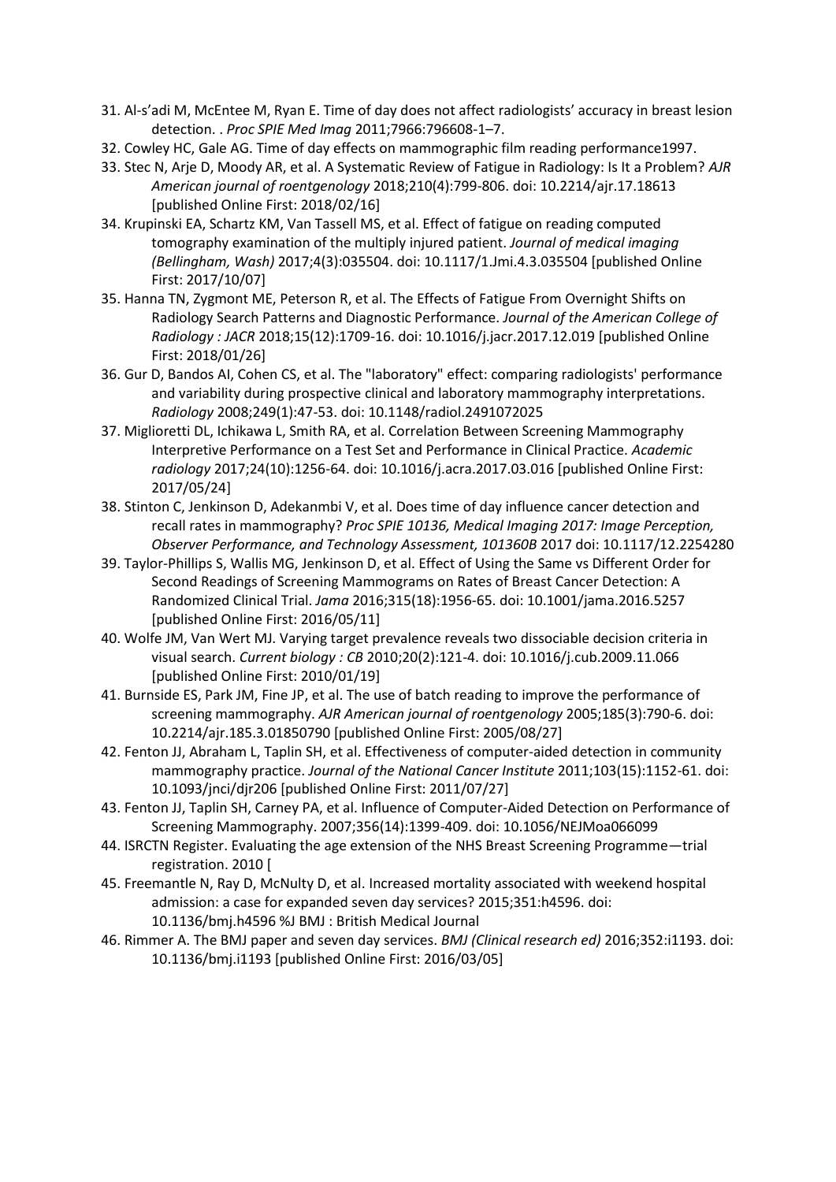31. Al-s'adi M, McEntee M, Ryan E. Time of day does not affect radiologists' accuracy in breast lesion detection. . *Proc SPIE Med Imag* 2011;7966:796608-1–7.
32. Cowley HC, Gale AG. Time of day effects on mammographic film reading performance1997.
33. Stec N, Arje D, Moody AR, et al. A Systematic Review of Fatigue in Radiology: Is It a Problem? *AJR American journal of roentgenology* 2018;210(4):799-806. doi: 10.2214/ajr.17.18613 [published Online First: 2018/02/16]
34. Krupinski EA, Schartz KM, Van Tassell MS, et al. Effect of fatigue on reading computed tomography examination of the multiply injured patient. *Journal of medical imaging (Bellingham, Wash)* 2017;4(3):035504. doi: 10.1117/1.Jmi.4.3.035504 [published Online First: 2017/10/07]
35. Hanna TN, Zygmont ME, Peterson R, et al. The Effects of Fatigue From Overnight Shifts on Radiology Search Patterns and Diagnostic Performance. *Journal of the American College of Radiology : JACR* 2018;15(12):1709-16. doi: 10.1016/j.jacr.2017.12.019 [published Online First: 2018/01/26]
36. Gur D, Bandos AI, Cohen CS, et al. The "laboratory" effect: comparing radiologists' performance and variability during prospective clinical and laboratory mammography interpretations. *Radiology* 2008;249(1):47-53. doi: 10.1148/radiol.2491072025
37. Miglioretti DL, Ichikawa L, Smith RA, et al. Correlation Between Screening Mammography Interpretive Performance on a Test Set and Performance in Clinical Practice. *Academic radiology* 2017;24(10):1256-64. doi: 10.1016/j.acra.2017.03.016 [published Online First: 2017/05/24]
38. Stinton C, Jenkinson D, Adekanmbi V, et al. Does time of day influence cancer detection and recall rates in mammography? *Proc SPIE 10136, Medical Imaging 2017: Image Perception, Observer Performance, and Technology Assessment, 101360B* 2017 doi: 10.1117/12.2254280
39. Taylor-Phillips S, Wallis MG, Jenkinson D, et al. Effect of Using the Same vs Different Order for Second Readings of Screening Mammograms on Rates of Breast Cancer Detection: A Randomized Clinical Trial. *Jama* 2016;315(18):1956-65. doi: 10.1001/jama.2016.5257 [published Online First: 2016/05/11]
40. Wolfe JM, Van Wert MJ. Varying target prevalence reveals two dissociable decision criteria in visual search. *Current biology : CB* 2010;20(2):121-4. doi: 10.1016/j.cub.2009.11.066 [published Online First: 2010/01/19]
41. Burnside ES, Park JM, Fine JP, et al. The use of batch reading to improve the performance of screening mammography. *AJR American journal of roentgenology* 2005;185(3):790-6. doi: 10.2214/ajr.185.3.01850790 [published Online First: 2005/08/27]
42. Fenton JJ, Abraham L, Taplin SH, et al. Effectiveness of computer-aided detection in community mammography practice. *Journal of the National Cancer Institute* 2011;103(15):1152-61. doi: 10.1093/jnci/djr206 [published Online First: 2011/07/27]
43. Fenton JJ, Taplin SH, Carney PA, et al. Influence of Computer-Aided Detection on Performance of Screening Mammography. 2007;356(14):1399-409. doi: 10.1056/NEJMoa066099
44. ISRCTN Register. Evaluating the age extension of the NHS Breast Screening Programme—trial registration. 2010 [
45. Freemantle N, Ray D, McNulty D, et al. Increased mortality associated with weekend hospital admission: a case for expanded seven day services? 2015;351:h4596. doi: 10.1136/bmj.h4596 %J BMJ : British Medical Journal
46. Rimmer A. The BMJ paper and seven day services. *BMJ (Clinical research ed)* 2016;352:i1193. doi: 10.1136/bmj.i1193 [published Online First: 2016/03/05]